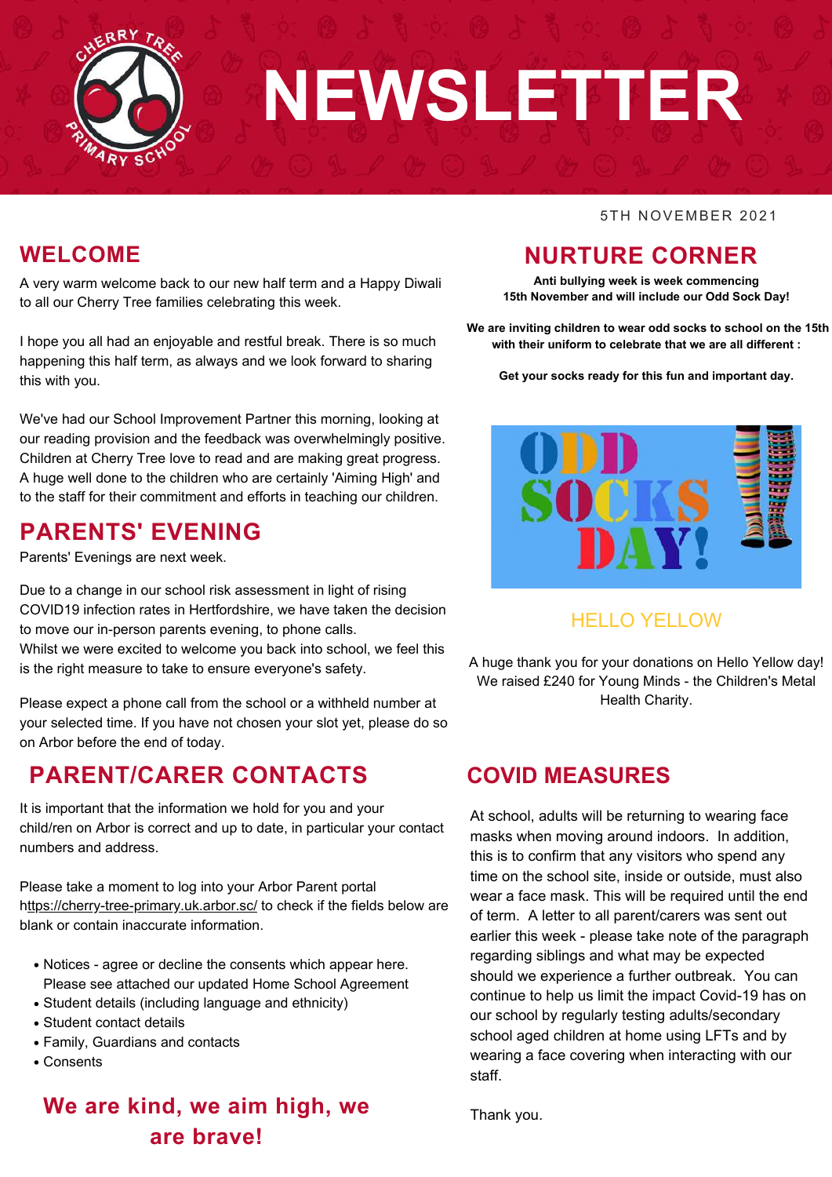# NEWSLETTER

Cherry Tree Primary School

5TH NOVEMBER 2021

## WELCOME

A very warm welcome back to our new half term and a Happy Diwali to all our Cherry Tree families celebrating this week.

I hope you all had an enjoyable and restful break. There is so much happening this half term, as always and we look forward to sharing this with you.

We've had our School Improvement Partner this morning, looking at our reading provision and the feedback was overwhelmingly positive. Children at Cherry Tree love to read and are making great progress. A huge well done to the children who are certainly 'Aiming High' and to the staff for their commitment and efforts in teaching our children.

## PARENTS' EVENING

Parents' Evenings are next week.

Due to a change in our school risk assessment in light of rising COVID19 infection rates in Hertfordshire, we have taken the decision to move our in-person parents evening, to phone calls.
Whilst we were excited to welcome you back into school, we feel this is the right measure to take to ensure everyone's safety.

Please expect a phone call from the school or a withheld number at your selected time. If you have not chosen your slot yet, please do so on Arbor before the end of today.

## PARENT/CARER CONTACTS

It is important that the information we hold for you and your child/ren on Arbor is correct and up to date, in particular your contact numbers and address.

Please take a moment to log into your Arbor Parent portal https://cherry-tree-primary.uk.arbor.sc/ to check if the fields below are blank or contain inaccurate information.

- Notices - agree or decline the consents which appear here. Please see attached our updated Home School Agreement
- Student details (including language and ethnicity)
- Student contact details
- Family, Guardians and contacts
- Consents

**We are kind, we aim high, we are brave!**

## NURTURE CORNER

**Anti bullying week is week commencing 15th November and will include our Odd Sock Day!**

**We are inviting children to wear odd socks to school on the 15th with their uniform to celebrate that we are all different :**

**Get your socks ready for this fun and important day.**

ODD SOCKS DAY!

### HELLO YELLOW

A huge thank you for your donations on Hello Yellow day! We raised £240 for Young Minds - the Children's Metal Health Charity.

## COVID MEASURES

At school, adults will be returning to wearing face masks when moving around indoors. In addition, this is to confirm that any visitors who spend any time on the school site, inside or outside, must also wear a face mask. This will be required until the end of term. A letter to all parent/carers was sent out earlier this week - please take note of the paragraph regarding siblings and what may be expected should we experience a further outbreak. You can continue to help us limit the impact Covid-19 has on our school by regularly testing adults/secondary school aged children at home using LFTs and by wearing a face covering when interacting with our staff.

Thank you.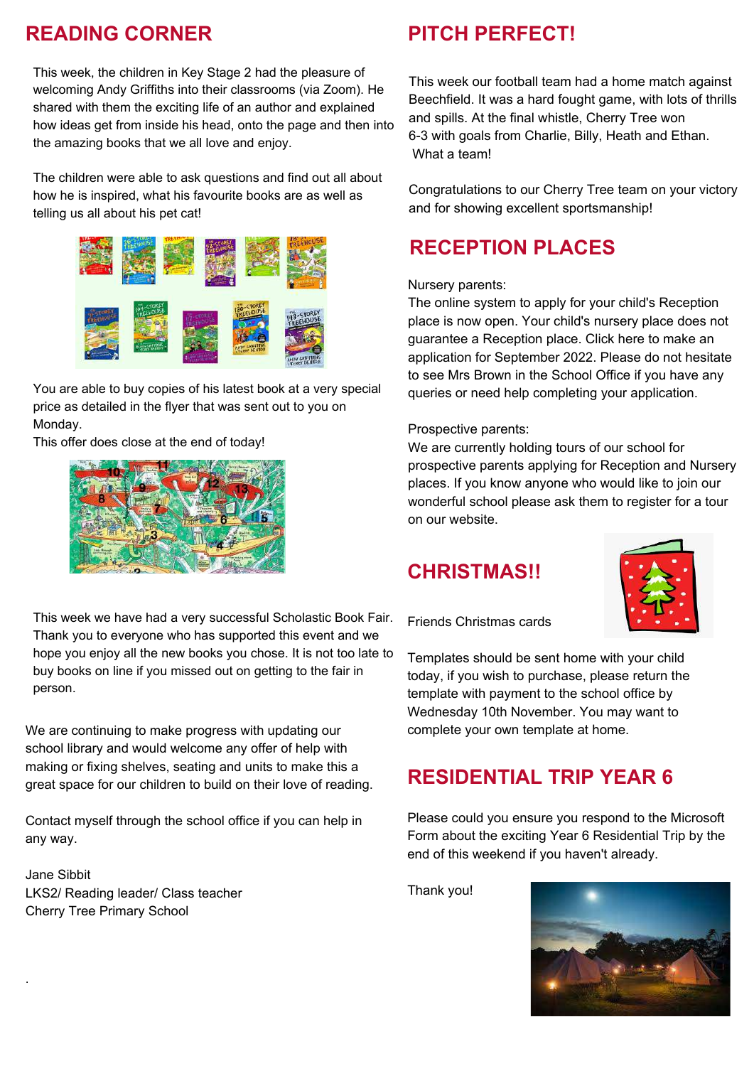## READING CORNER

This week, the children in Key Stage 2 had the pleasure of welcoming Andy Griffiths into their classrooms (via Zoom). He shared with them the exciting life of an author and explained how ideas get from inside his head, onto the page and then into the amazing books that we all love and enjoy.

The children were able to ask questions and find out all about how he is inspired, what his favourite books are as well as telling us all about his pet cat!

You are able to buy copies of his latest book at a very special price as detailed in the flyer that was sent out to you on Monday.
This offer does close at the end of today!

This week we have had a very successful Scholastic Book Fair. Thank you to everyone who has supported this event and we hope you enjoy all the new books you chose. It is not too late to buy books on line if you missed out on getting to the fair in person.

We are continuing to make progress with updating our school library and would welcome any offer of help with making or fixing shelves, seating and units to make this a great space for our children to build on their love of reading.

Contact myself through the school office if you can help in any way.

Jane Sibbit
LKS2/ Reading leader/ Class teacher
Cherry Tree Primary School

## PITCH PERFECT!

This week our football team had a home match against Beechfield. It was a hard fought game, with lots of thrills and spills. At the final whistle, Cherry Tree won 6-3 with goals from Charlie, Billy, Heath and Ethan. What a team!

Congratulations to our Cherry Tree team on your victory and for showing excellent sportsmanship!

## RECEPTION PLACES

Nursery parents:
The online system to apply for your child's Reception place is now open. Your child's nursery place does not guarantee a Reception place. Click here to make an application for September 2022. Please do not hesitate to see Mrs Brown in the School Office if you have any queries or need help completing your application.

Prospective parents:
We are currently holding tours of our school for prospective parents applying for Reception and Nursery places. If you know anyone who would like to join our wonderful school please ask them to register for a tour on our website.

## CHRISTMAS!!

Friends Christmas cards

Templates should be sent home with your child today, if you wish to purchase, please return the template with payment to the school office by Wednesday 10th November. You may want to complete your own template at home.

## RESIDENTIAL TRIP YEAR 6

Please could you ensure you respond to the Microsoft Form about the exciting Year 6 Residential Trip by the end of this weekend if you haven't already.

Thank you!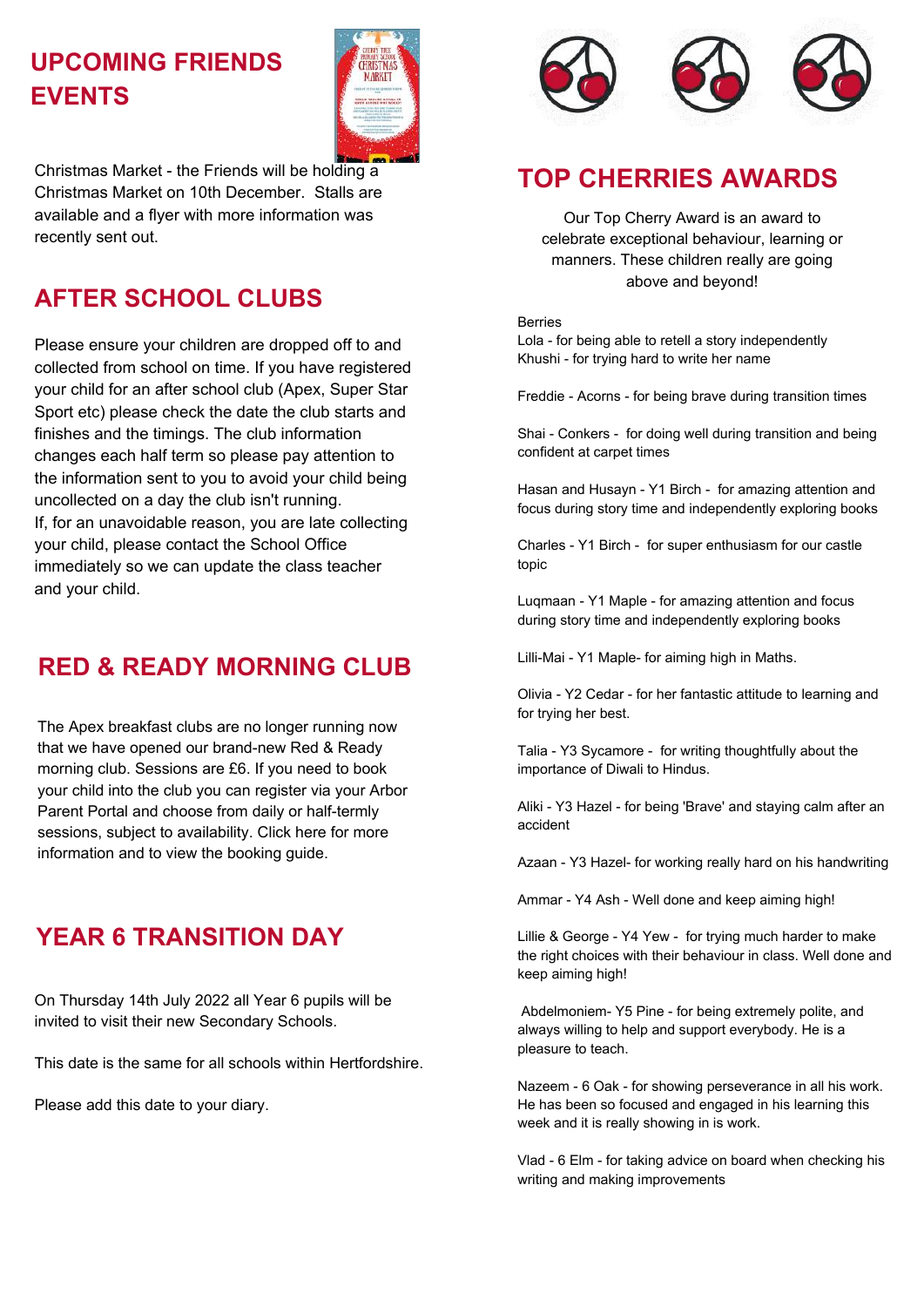## UPCOMING FRIENDS EVENTS

Christmas Market - the Friends will be holding a Christmas Market on 10th December. Stalls are available and a flyer with more information was recently sent out.

## AFTER SCHOOL CLUBS

Please ensure your children are dropped off to and collected from school on time. If you have registered your child for an after school club (Apex, Super Star Sport etc) please check the date the club starts and finishes and the timings. The club information changes each half term so please pay attention to the information sent to you to avoid your child being uncollected on a day the club isn't running.
If, for an unavoidable reason, you are late collecting your child, please contact the School Office immediately so we can update the class teacher and your child.

## RED & READY MORNING CLUB

The Apex breakfast clubs are no longer running now that we have opened our brand-new Red & Ready morning club. Sessions are £6. If you need to book your child into the club you can register via your Arbor Parent Portal and choose from daily or half-termly sessions, subject to availability. Click here for more information and to view the booking guide.

## YEAR 6 TRANSITION DAY

On Thursday 14th July 2022 all Year 6 pupils will be invited to visit their new Secondary Schools.

This date is the same for all schools within Hertfordshire.

Please add this date to your diary.

## TOP CHERRIES AWARDS

Our Top Cherry Award is an award to celebrate exceptional behaviour, learning or manners. These children really are going above and beyond!

Berries
Lola - for being able to retell a story independently
Khushi - for trying hard to write her name

Freddie - Acorns - for being brave during transition times

Shai - Conkers - for doing well during transition and being confident at carpet times

Hasan and Husayn - Y1 Birch - for amazing attention and focus during story time and independently exploring books

Charles - Y1 Birch - for super enthusiasm for our castle topic

Luqmaan - Y1 Maple - for amazing attention and focus during story time and independently exploring books

Lilli-Mai - Y1 Maple- for aiming high in Maths.

Olivia - Y2 Cedar - for her fantastic attitude to learning and for trying her best.

Talia - Y3 Sycamore - for writing thoughtfully about the importance of Diwali to Hindus.

Aliki - Y3 Hazel - for being 'Brave' and staying calm after an accident

Azaan - Y3 Hazel- for working really hard on his handwriting

Ammar - Y4 Ash - Well done and keep aiming high!

Lillie & George - Y4 Yew - for trying much harder to make the right choices with their behaviour in class. Well done and keep aiming high!

Abdelmoniem- Y5 Pine - for being extremely polite, and always willing to help and support everybody. He is a pleasure to teach.

Nazeem - 6 Oak - for showing perseverance in all his work. He has been so focused and engaged in his learning this week and it is really showing in is work.

Vlad - 6 Elm - for taking advice on board when checking his writing and making improvements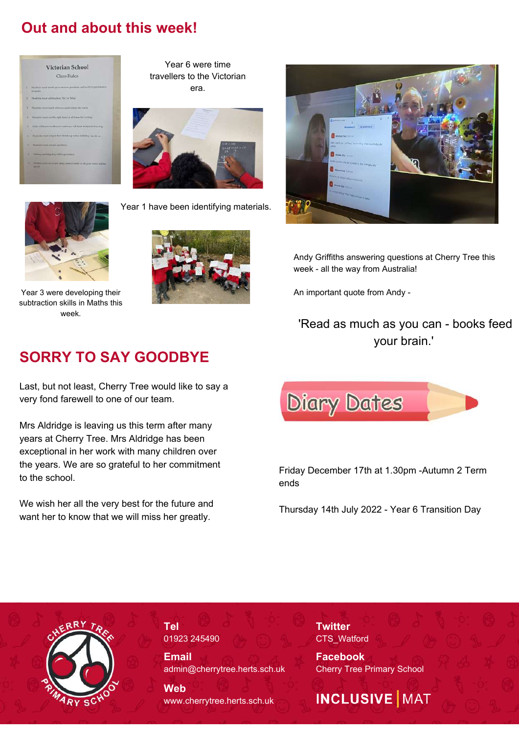## Out and about this week!

Year 6 were time travellers to the Victorian era.

Year 1 have been identifying materials.

Year 3 were developing their subtraction skills in Maths this week.

Andy Griffiths answering questions at Cherry Tree this week - all the way from Australia!

An important quote from Andy -

'Read as much as you can - books feed your brain.'

## SORRY TO SAY GOODBYE

Last, but not least, Cherry Tree would like to say a very fond farewell to one of our team.

Mrs Aldridge is leaving us this term after many years at Cherry Tree. Mrs Aldridge has been exceptional in her work with many children over the years. We are so grateful to her commitment to the school.

We wish her all the very best for the future and want her to know that we will miss her greatly.

## Diary Dates

Friday December 17th at 1.30pm -Autumn 2 Term ends

Thursday 14th July 2022 - Year 6 Transition Day

**Tel**
01923 245490

**Email**
admin@cherrytree.herts.sch.uk

**Web**
www.cherrytree.herts.sch.uk

**Twitter**
CTS_Watford

**Facebook**
Cherry Tree Primary School

**INCLUSIVE** | MAT